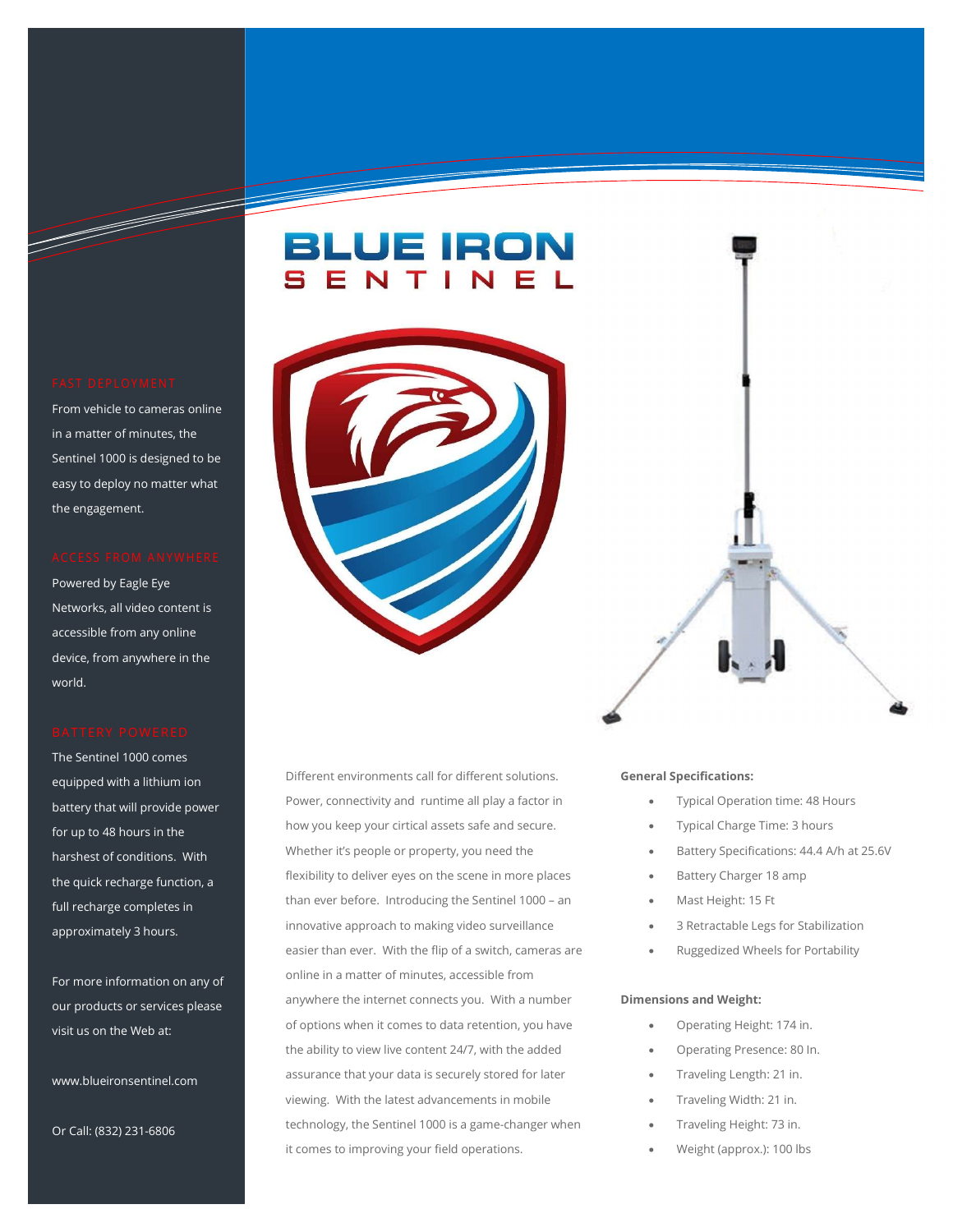# BLUE IRON SENTINEL

## FAST DEPLOYMENT

From vehicle to cameras online in a matter of minutes, the Sentinel 1000 is designed to be easy to deploy no matter what the engagement.

## ACCESS FROM ANYWHERE

Powered by Eagle Eye Networks, all video content is accessible from any online device, from anywhere in the world.

## BATTERY POWERED

The Sentinel 1000 comes equipped with a lithium ion battery that will provide power for up to 48 hours in the harshest of conditions. With the quick recharge function, a full recharge completes in approximately 3 hours.

For more information on any of our products or services please visit us on the Web at:

www.blueironsentinel.com

Or Call: (832) 231-6806

Different environments call for different solutions. Power, connectivity and runtime all play a factor in how you keep your cirtical assets safe and secure. Whether it's people or property, you need the flexibility to deliver eyes on the scene in more places than ever before. Introducing the Sentinel 1000 – an innovative approach to making video surveillance easier than ever. With the flip of a switch, cameras are online in a matter of minutes, accessible from anywhere the internet connects you. With a number of options when it comes to data retention, you have the ability to view live content 24/7, with the added assurance that your data is securely stored for later viewing. With the latest advancements in mobile technology, the Sentinel 1000 is a game-changer when it comes to improving your field operations.

**General Specifications:**

- Typical Operation time: 48 Hours
- Typical Charge Time: 3 hours
- Battery Specifications: 44.4 A/h at 25.6V
- Battery Charger 18 amp
- Mast Height: 15 Ft
- 3 Retractable Legs for Stabilization
- Ruggedized Wheels for Portability

**Dimensions and Weight:**

- Operating Height: 174 in.
- Operating Presence: 80 In.
- Traveling Length: 21 in.
- Traveling Width: 21 in.
- Traveling Height: 73 in.
- Weight (approx.): 100 lbs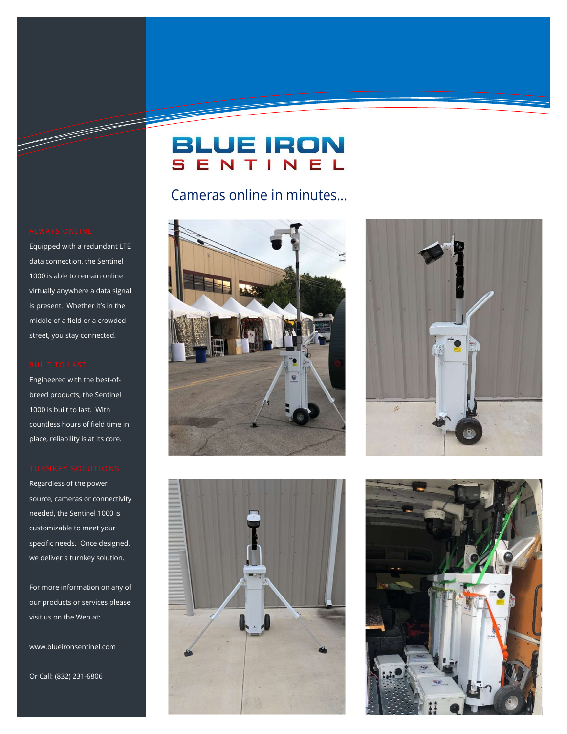# BLUE IRON SENTINEL

## Cameras online in minutes...

### ALWAYS ONLINE

Equipped with a redundant LTE data connection, the Sentinel 1000 is able to remain online virtually anywhere a data signal is present. Whether it's in the middle of a field or a crowded street, you stay connected.

### BUILT TO LAST

Engineered with the best-of-breed products, the Sentinel 1000 is built to last. With countless hours of field time in place, reliability is at its core.

### TURNKEY SOLUTIONS

Regardless of the power source, cameras or connectivity needed, the Sentinel 1000 is customizable to meet your specific needs. Once designed, we deliver a turnkey solution.

For more information on any of our products or services please visit us on the Web at:

www.blueironsentinel.com

Or Call: (832) 231-6806